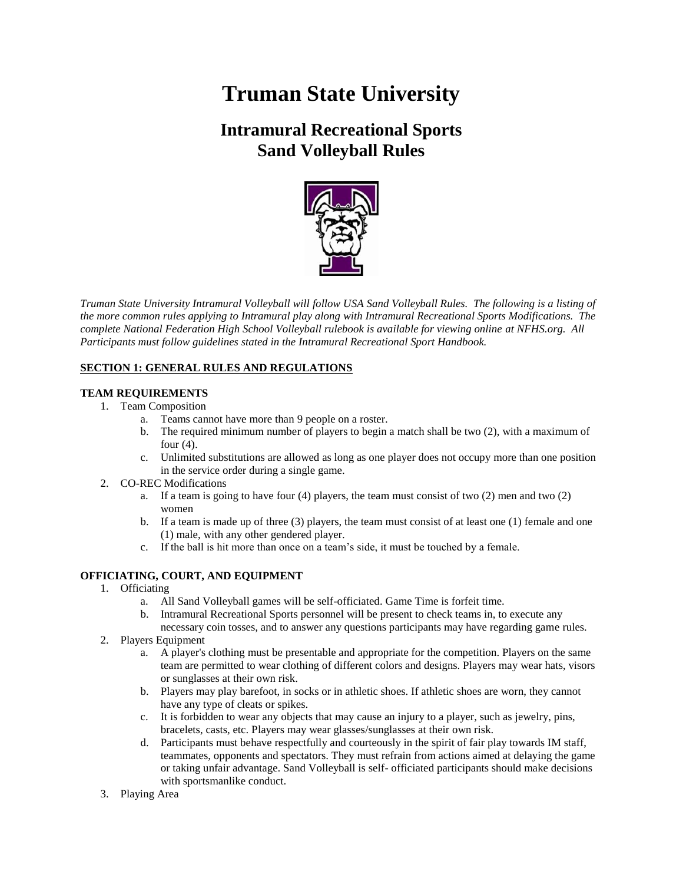# Truman State University

## Intramural Recreational Sports
## Sand Volleyball Rules

*Truman State University Intramural Volleyball will follow USA Sand Volleyball Rules. The following is a listing of the more common rules applying to Intramural play along with Intramural Recreational Sports Modifications. The complete National Federation High School Volleyball rulebook is available for viewing online at NFHS.org. All Participants must follow guidelines stated in the Intramural Recreational Sport Handbook.*

**SECTION 1: GENERAL RULES AND REGULATIONS**

**TEAM REQUIREMENTS**

1. Team Composition
   a. Teams cannot have more than 9 people on a roster.
   b. The required minimum number of players to begin a match shall be two (2), with a maximum of four (4).
   c. Unlimited substitutions are allowed as long as one player does not occupy more than one position in the service order during a single game.
2. CO-REC Modifications
   a. If a team is going to have four (4) players, the team must consist of two (2) men and two (2) women
   b. If a team is made up of three (3) players, the team must consist of at least one (1) female and one (1) male, with any other gendered player.
   c. If the ball is hit more than once on a team's side, it must be touched by a female.

**OFFICIATING, COURT, AND EQUIPMENT**

1. Officiating
   a. All Sand Volleyball games will be self-officiated. Game Time is forfeit time.
   b. Intramural Recreational Sports personnel will be present to check teams in, to execute any necessary coin tosses, and to answer any questions participants may have regarding game rules.
2. Players Equipment
   a. A player's clothing must be presentable and appropriate for the competition. Players on the same team are permitted to wear clothing of different colors and designs. Players may wear hats, visors or sunglasses at their own risk.
   b. Players may play barefoot, in socks or in athletic shoes. If athletic shoes are worn, they cannot have any type of cleats or spikes.
   c. It is forbidden to wear any objects that may cause an injury to a player, such as jewelry, pins, bracelets, casts, etc. Players may wear glasses/sunglasses at their own risk.
   d. Participants must behave respectfully and courteously in the spirit of fair play towards IM staff, teammates, opponents and spectators. They must refrain from actions aimed at delaying the game or taking unfair advantage. Sand Volleyball is self- officiated participants should make decisions with sportsmanlike conduct.
3. Playing Area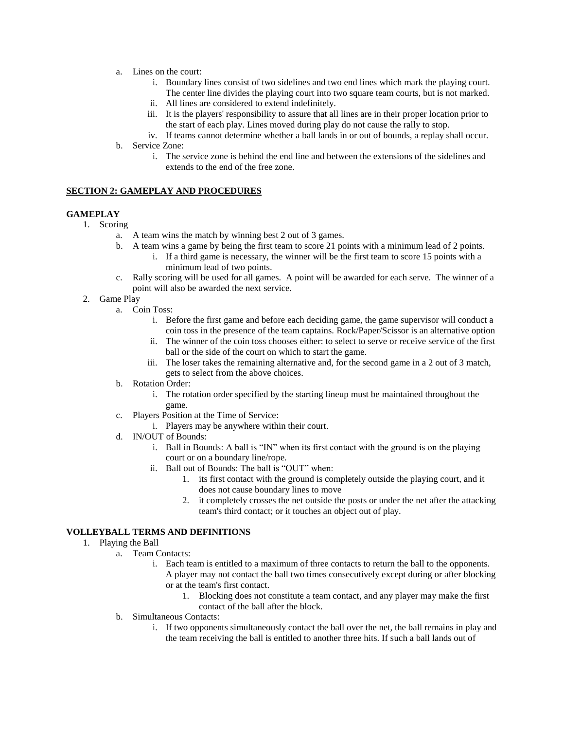- a. Lines on the court:
    - i. Boundary lines consist of two sidelines and two end lines which mark the playing court. The center line divides the playing court into two square team courts, but is not marked.
    - ii. All lines are considered to extend indefinitely.
    - iii. It is the players' responsibility to assure that all lines are in their proper location prior to the start of each play. Lines moved during play do not cause the rally to stop.
    - iv. If teams cannot determine whether a ball lands in or out of bounds, a replay shall occur.
- b. Service Zone:
    - i. The service zone is behind the end line and between the extensions of the sidelines and extends to the end of the free zone.

## SECTION 2: GAMEPLAY AND PROCEDURES

### GAMEPLAY

1. Scoring
    - a. A team wins the match by winning best 2 out of 3 games.
    - b. A team wins a game by being the first team to score 21 points with a minimum lead of 2 points.
        - i. If a third game is necessary, the winner will be the first team to score 15 points with a minimum lead of two points.
    - c. Rally scoring will be used for all games. A point will be awarded for each serve. The winner of a point will also be awarded the next service.
2. Game Play
    - a. Coin Toss:
        - i. Before the first game and before each deciding game, the game supervisor will conduct a coin toss in the presence of the team captains. Rock/Paper/Scissor is an alternative option
        - ii. The winner of the coin toss chooses either: to select to serve or receive service of the first ball or the side of the court on which to start the game.
        - iii. The loser takes the remaining alternative and, for the second game in a 2 out of 3 match, gets to select from the above choices.
    - b. Rotation Order:
        - i. The rotation order specified by the starting lineup must be maintained throughout the game.
    - c. Players Position at the Time of Service:
        - i. Players may be anywhere within their court.
    - d. IN/OUT of Bounds:
        - i. Ball in Bounds: A ball is "IN" when its first contact with the ground is on the playing court or on a boundary line/rope.
        - ii. Ball out of Bounds: The ball is "OUT" when:
            1. its first contact with the ground is completely outside the playing court, and it does not cause boundary lines to move
            2. it completely crosses the net outside the posts or under the net after the attacking team's third contact; or it touches an object out of play.

### VOLLEYBALL TERMS AND DEFINITIONS

1. Playing the Ball
    - a. Team Contacts:
        - i. Each team is entitled to a maximum of three contacts to return the ball to the opponents. A player may not contact the ball two times consecutively except during or after blocking or at the team's first contact.
            1. Blocking does not constitute a team contact, and any player may make the first contact of the ball after the block.
    - b. Simultaneous Contacts:
        - i. If two opponents simultaneously contact the ball over the net, the ball remains in play and the team receiving the ball is entitled to another three hits. If such a ball lands out of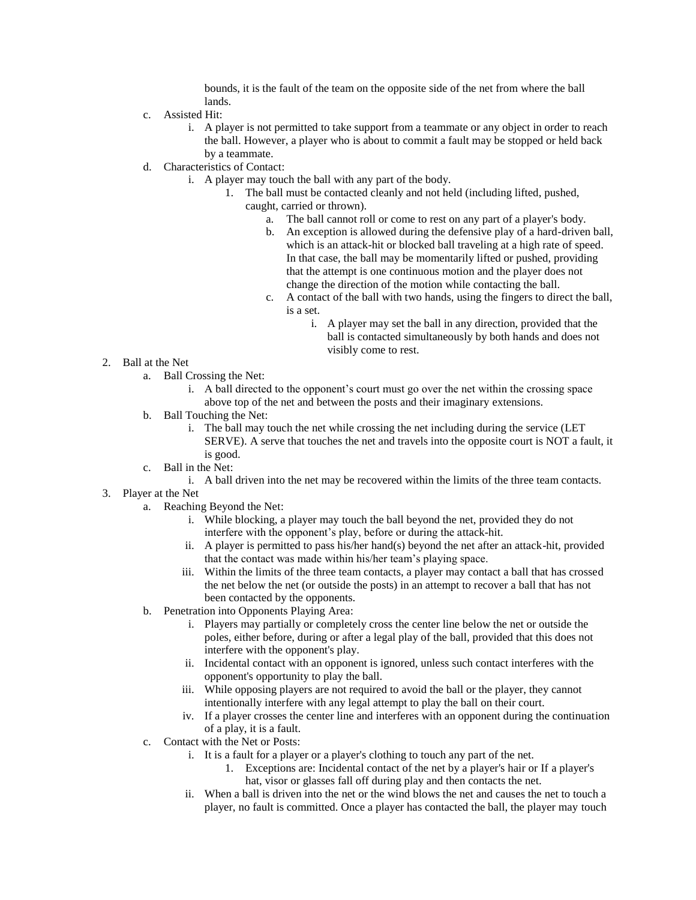bounds, it is the fault of the team on the opposite side of the net from where the ball lands.

c. Assisted Hit:
    i. A player is not permitted to take support from a teammate or any object in order to reach the ball. However, a player who is about to commit a fault may be stopped or held back by a teammate.

d. Characteristics of Contact:
    i. A player may touch the ball with any part of the body.
        1. The ball must be contacted cleanly and not held (including lifted, pushed, caught, carried or thrown).
            a. The ball cannot roll or come to rest on any part of a player's body.
            b. An exception is allowed during the defensive play of a hard-driven ball, which is an attack-hit or blocked ball traveling at a high rate of speed. In that case, the ball may be momentarily lifted or pushed, providing that the attempt is one continuous motion and the player does not change the direction of the motion while contacting the ball.
            c. A contact of the ball with two hands, using the fingers to direct the ball, is a set.
                i. A player may set the ball in any direction, provided that the ball is contacted simultaneously by both hands and does not visibly come to rest.

2. Ball at the Net
    a. Ball Crossing the Net:
        i. A ball directed to the opponent's court must go over the net within the crossing space above top of the net and between the posts and their imaginary extensions.
    b. Ball Touching the Net:
        i. The ball may touch the net while crossing the net including during the service (LET SERVE). A serve that touches the net and travels into the opposite court is NOT a fault, it is good.
    c. Ball in the Net:
        i. A ball driven into the net may be recovered within the limits of the three team contacts.

3. Player at the Net
    a. Reaching Beyond the Net:
        i. While blocking, a player may touch the ball beyond the net, provided they do not interfere with the opponent's play, before or during the attack-hit.
        ii. A player is permitted to pass his/her hand(s) beyond the net after an attack-hit, provided that the contact was made within his/her team's playing space.
        iii. Within the limits of the three team contacts, a player may contact a ball that has crossed the net below the net (or outside the posts) in an attempt to recover a ball that has not been contacted by the opponents.
    b. Penetration into Opponents Playing Area:
        i. Players may partially or completely cross the center line below the net or outside the poles, either before, during or after a legal play of the ball, provided that this does not interfere with the opponent's play.
        ii. Incidental contact with an opponent is ignored, unless such contact interferes with the opponent's opportunity to play the ball.
        iii. While opposing players are not required to avoid the ball or the player, they cannot intentionally interfere with any legal attempt to play the ball on their court.
        iv. If a player crosses the center line and interferes with an opponent during the continuation of a play, it is a fault.
    c. Contact with the Net or Posts:
        i. It is a fault for a player or a player's clothing to touch any part of the net.
            1. Exceptions are: Incidental contact of the net by a player's hair or If a player's hat, visor or glasses fall off during play and then contacts the net.
        ii. When a ball is driven into the net or the wind blows the net and causes the net to touch a player, no fault is committed. Once a player has contacted the ball, the player may touch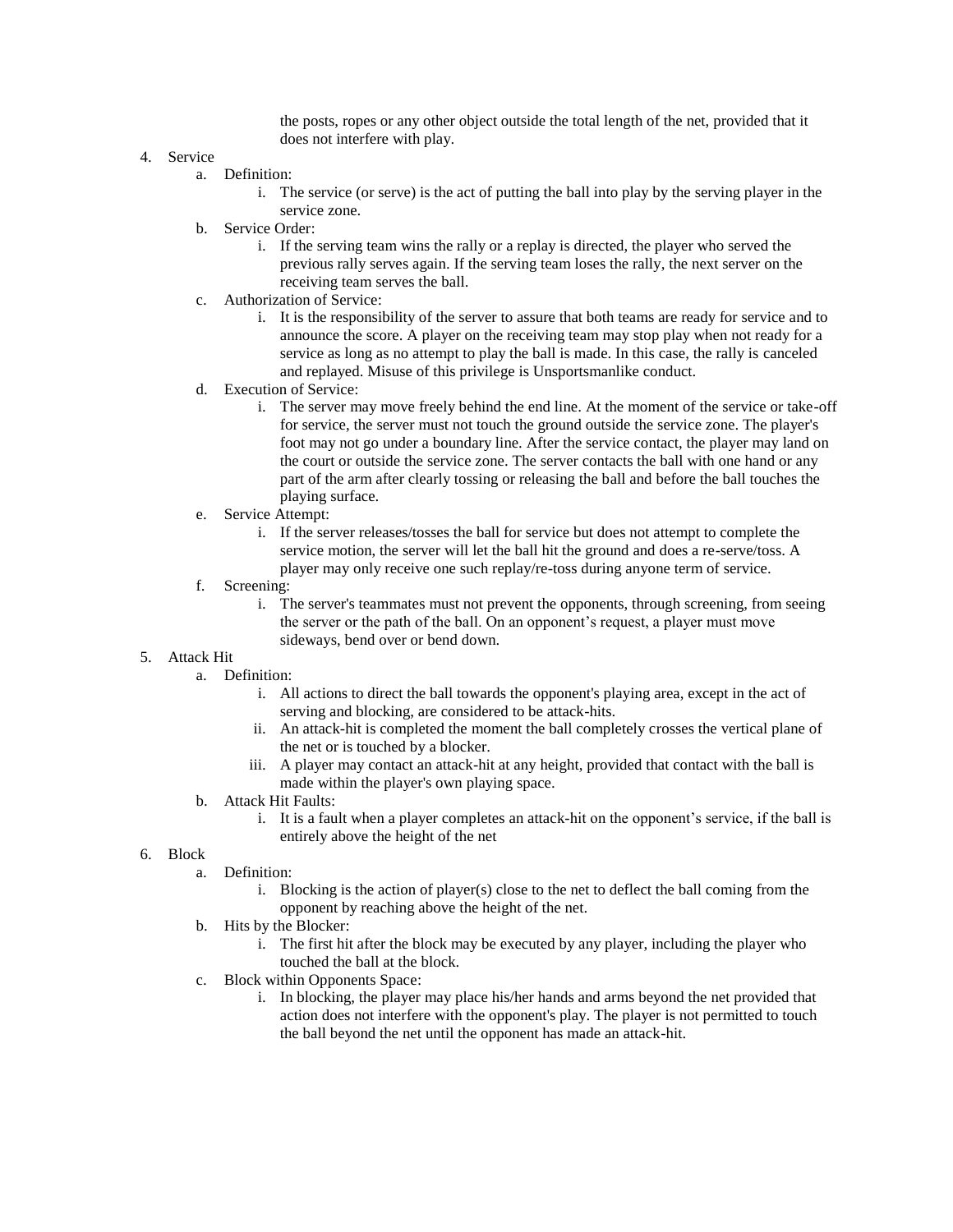the posts, ropes or any other object outside the total length of the net, provided that it does not interfere with play.

4. Service
    a. Definition:
        i. The service (or serve) is the act of putting the ball into play by the serving player in the service zone.
    b. Service Order:
        i. If the serving team wins the rally or a replay is directed, the player who served the previous rally serves again. If the serving team loses the rally, the next server on the receiving team serves the ball.
    c. Authorization of Service:
        i. It is the responsibility of the server to assure that both teams are ready for service and to announce the score. A player on the receiving team may stop play when not ready for a service as long as no attempt to play the ball is made. In this case, the rally is canceled and replayed. Misuse of this privilege is Unsportsmanlike conduct.
    d. Execution of Service:
        i. The server may move freely behind the end line. At the moment of the service or take-off for service, the server must not touch the ground outside the service zone. The player's foot may not go under a boundary line. After the service contact, the player may land on the court or outside the service zone. The server contacts the ball with one hand or any part of the arm after clearly tossing or releasing the ball and before the ball touches the playing surface.
    e. Service Attempt:
        i. If the server releases/tosses the ball for service but does not attempt to complete the service motion, the server will let the ball hit the ground and does a re-serve/toss. A player may only receive one such replay/re-toss during anyone term of service.
    f. Screening:
        i. The server's teammates must not prevent the opponents, through screening, from seeing the server or the path of the ball. On an opponent's request, a player must move sideways, bend over or bend down.
5. Attack Hit
    a. Definition:
        i. All actions to direct the ball towards the opponent's playing area, except in the act of serving and blocking, are considered to be attack-hits.
        ii. An attack-hit is completed the moment the ball completely crosses the vertical plane of the net or is touched by a blocker.
        iii. A player may contact an attack-hit at any height, provided that contact with the ball is made within the player's own playing space.
    b. Attack Hit Faults:
        i. It is a fault when a player completes an attack-hit on the opponent's service, if the ball is entirely above the height of the net
6. Block
    a. Definition:
        i. Blocking is the action of player(s) close to the net to deflect the ball coming from the opponent by reaching above the height of the net.
    b. Hits by the Blocker:
        i. The first hit after the block may be executed by any player, including the player who touched the ball at the block.
    c. Block within Opponents Space:
        i. In blocking, the player may place his/her hands and arms beyond the net provided that action does not interfere with the opponent's play. The player is not permitted to touch the ball beyond the net until the opponent has made an attack-hit.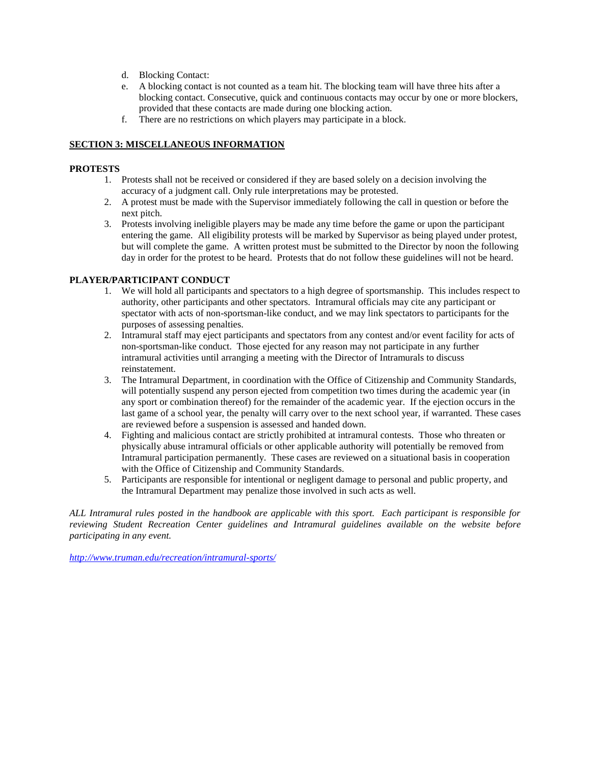d. Blocking Contact:
e. A blocking contact is not counted as a team hit. The blocking team will have three hits after a blocking contact. Consecutive, quick and continuous contacts may occur by one or more blockers, provided that these contacts are made during one blocking action.
f. There are no restrictions on which players may participate in a block.

## SECTION 3: MISCELLANEOUS INFORMATION

### PROTESTS

1. Protests shall not be received or considered if they are based solely on a decision involving the accuracy of a judgment call. Only rule interpretations may be protested.
2. A protest must be made with the Supervisor immediately following the call in question or before the next pitch.
3. Protests involving ineligible players may be made any time before the game or upon the participant entering the game. All eligibility protests will be marked by Supervisor as being played under protest, but will complete the game. A written protest must be submitted to the Director by noon the following day in order for the protest to be heard. Protests that do not follow these guidelines will not be heard.

### PLAYER/PARTICIPANT CONDUCT

1. We will hold all participants and spectators to a high degree of sportsmanship. This includes respect to authority, other participants and other spectators. Intramural officials may cite any participant or spectator with acts of non-sportsman-like conduct, and we may link spectators to participants for the purposes of assessing penalties.
2. Intramural staff may eject participants and spectators from any contest and/or event facility for acts of non-sportsman-like conduct. Those ejected for any reason may not participate in any further intramural activities until arranging a meeting with the Director of Intramurals to discuss reinstatement.
3. The Intramural Department, in coordination with the Office of Citizenship and Community Standards, will potentially suspend any person ejected from competition two times during the academic year (in any sport or combination thereof) for the remainder of the academic year. If the ejection occurs in the last game of a school year, the penalty will carry over to the next school year, if warranted. These cases are reviewed before a suspension is assessed and handed down.
4. Fighting and malicious contact are strictly prohibited at intramural contests. Those who threaten or physically abuse intramural officials or other applicable authority will potentially be removed from Intramural participation permanently. These cases are reviewed on a situational basis in cooperation with the Office of Citizenship and Community Standards.
5. Participants are responsible for intentional or negligent damage to personal and public property, and the Intramural Department may penalize those involved in such acts as well.

*ALL Intramural rules posted in the handbook are applicable with this sport. Each participant is responsible for reviewing Student Recreation Center guidelines and Intramural guidelines available on the website before participating in any event.*

*http://www.truman.edu/recreation/intramural-sports/*